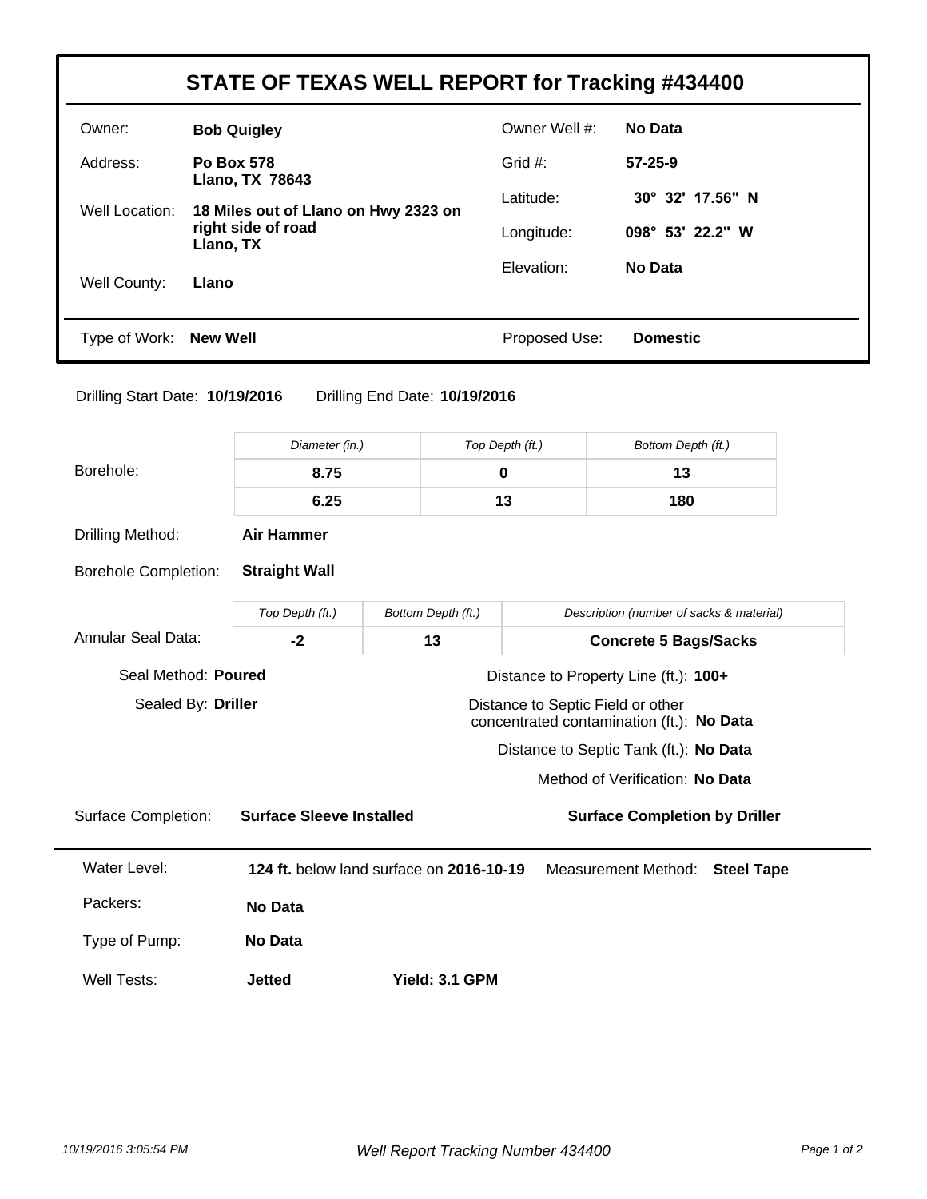# STATE OF TEXAS WELL REPORT for Tracking #434400

| | | | |
|---|---|---|---|
| Owner: | **Bob Quigley** | Owner Well #: | **No Data** |
| Address: | **Po Box 578**<br>**Llano, TX 78643** | Grid #: | **57-25-9** |
| Well Location: | **18 Miles out of Llano on Hwy 2323 on right side of road**<br>**Llano, TX** | Latitude: | **30° 32' 17.56" N** |
| | | Longitude: | **098° 53' 22.2" W** |
| Well County: | **Llano** | Elevation: | **No Data** |
| Type of Work: | **New Well** | Proposed Use: | **Domestic** |

Drilling Start Date: **10/19/2016** Drilling End Date: **10/19/2016**

**Borehole:**

| *Diameter (in.)* | *Top Depth (ft.)* | *Bottom Depth (ft.)* |
|---|---|---|
| **8.75** | **0** | **13** |
| **6.25** | **13** | **180** |

Drilling Method: **Air Hammer**

Borehole Completion: **Straight Wall**

**Annular Seal Data:**

| *Top Depth (ft.)* | *Bottom Depth (ft.)* | *Description (number of sacks & material)* |
|---|---|---|
| **-2** | **13** | **Concrete 5 Bags/Sacks** |

Seal Method: **Poured**

Sealed By: **Driller**

Distance to Property Line (ft.): **100+**

Distance to Septic Field or other concentrated contamination (ft.): **No Data**

Distance to Septic Tank (ft.): **No Data**

Method of Verification: **No Data**

Surface Completion: **Surface Sleeve Installed** **Surface Completion by Driller**

---

Water Level: **124 ft.** below land surface on **2016-10-19** Measurement Method: **Steel Tape**

Packers: **No Data**

Type of Pump: **No Data**

Well Tests: **Jetted** **Yield: 3.1 GPM**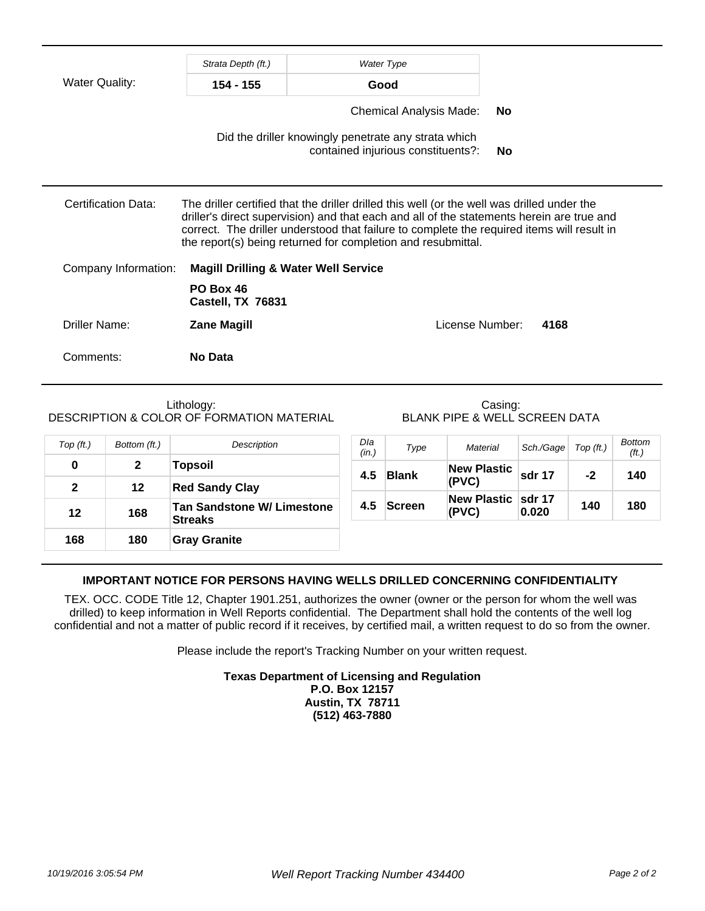Water Quality:

| Strata Depth (ft.) | Water Type |
|---|---|
| **154 - 155** | **Good** |

Chemical Analysis Made: **No**

Did the driller knowingly penetrate any strata which contained injurious constituents?: **No**

---

Certification Data: The driller certified that the driller drilled this well (or the well was drilled under the driller's direct supervision) and that each and all of the statements herein are true and correct. The driller understood that failure to complete the required items will result in the report(s) being returned for completion and resubmittal.

Company Information: **Magill Drilling & Water Well Service**

**PO Box 46**
**Castell, TX 76831**

Driller Name: **Zane Magill** License Number: **4168**

Comments: **No Data**

---

Lithology:
DESCRIPTION & COLOR OF FORMATION MATERIAL

| Top (ft.) | Bottom (ft.) | Description |
|---|---|---|
| **0** | **2** | **Topsoil** |
| **2** | **12** | **Red Sandy Clay** |
| **12** | **168** | **Tan Sandstone W/ Limestone Streaks** |
| **168** | **180** | **Gray Granite** |

Casing:
BLANK PIPE & WELL SCREEN DATA

| Dia (in.) | Type | Material | Sch./Gage | Top (ft.) | Bottom (ft.) |
|---|---|---|---|---|---|
| **4.5** | **Blank** | **New Plastic (PVC)** | **sdr 17** | **-2** | **140** |
| **4.5** | **Screen** | **New Plastic (PVC)** | **sdr 17 0.020** | **140** | **180** |

---

**IMPORTANT NOTICE FOR PERSONS HAVING WELLS DRILLED CONCERNING CONFIDENTIALITY**

TEX. OCC. CODE Title 12, Chapter 1901.251, authorizes the owner (owner or the person for whom the well was drilled) to keep information in Well Reports confidential. The Department shall hold the contents of the well log confidential and not a matter of public record if it receives, by certified mail, a written request to do so from the owner.

Please include the report's Tracking Number on your written request.

**Texas Department of Licensing and Regulation**
**P.O. Box 12157**
**Austin, TX 78711**
**(512) 463-7880**

10/19/2016 3:05:54 PM *Well Report Tracking Number 434400*